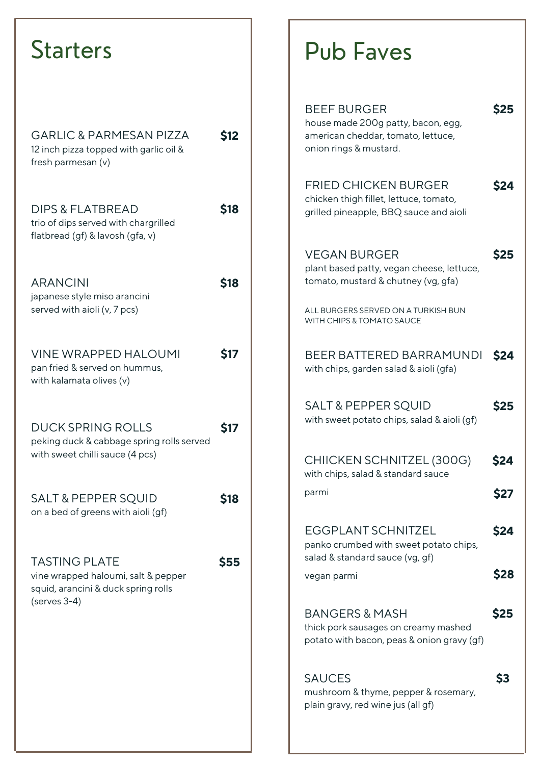## Starters

**GARLIC & PARMESAN PIZZA** — **$12**
12 inch pizza topped with garlic oil & fresh parmesan (v)

**DIPS & FLATBREAD** — **$18**
trio of dips served with chargrilled flatbread (gf) & lavosh (gfa, v)

**ARANCINI** — **$18**
japanese style miso arancini served with aioli (v, 7 pcs)

**VINE WRAPPED HALOUMI** — **$17**
pan fried & served on hummus, with kalamata olives (v)

**DUCK SPRING ROLLS** — **$17**
peking duck & cabbage spring rolls served with sweet chilli sauce (4 pcs)

**SALT & PEPPER SQUID** — **$18**
on a bed of greens with aioli (gf)

**TASTING PLATE** — **$55**
vine wrapped haloumi, salt & pepper squid, arancini & duck spring rolls (serves 3-4)

## Pub Faves

**BEEF BURGER** — **$25**
house made 200g patty, bacon, egg, american cheddar, tomato, lettuce, onion rings & mustard.

**FRIED CHICKEN BURGER** — **$24**
chicken thigh fillet, lettuce, tomato, grilled pineapple, BBQ sauce and aioli

**VEGAN BURGER** — **$25**
plant based patty, vegan cheese, lettuce, tomato, mustard & chutney (vg, gfa)

ALL BURGERS SERVED ON A TURKISH BUN WITH CHIPS & TOMATO SAUCE

**BEER BATTERED BARRAMUNDI** — **$24**
with chips, garden salad & aioli (gfa)

**SALT & PEPPER SQUID** — **$25**
with sweet potato chips, salad & aioli (gf)

**CHIICKEN SCHNITZEL (300G)** — **$24**
with chips, salad & standard sauce

parmi — **$27**

**EGGPLANT SCHNITZEL** — **$24**
panko crumbed with sweet potato chips, salad & standard sauce (vg, gf)

vegan parmi — **$28**

**BANGERS & MASH** — **$25**
thick pork sausages on creamy mashed potato with bacon, peas & onion gravy (gf)

**SAUCES** — **$3**
mushroom & thyme, pepper & rosemary, plain gravy, red wine jus (all gf)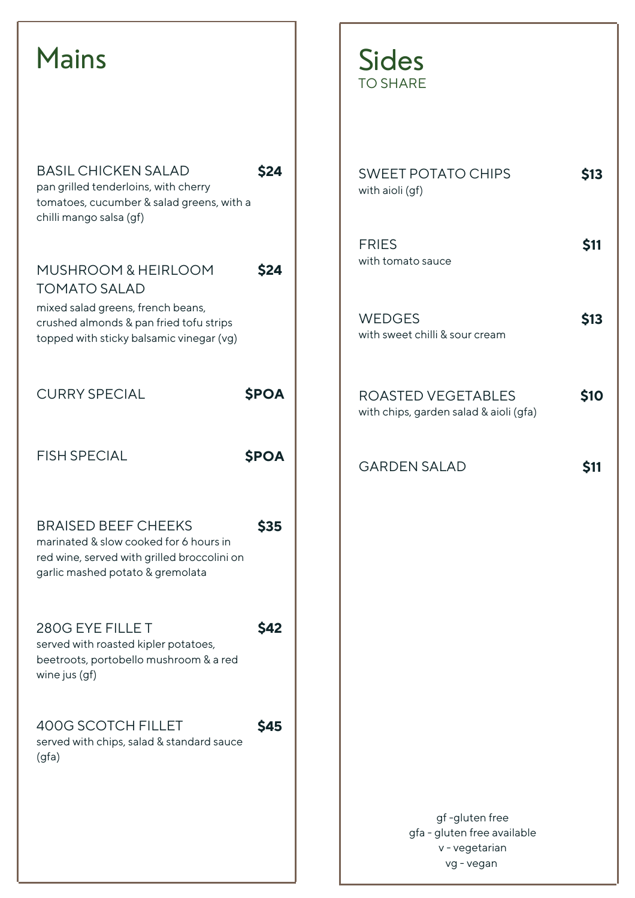# Mains

**BASIL CHICKEN SALAD** **$24**
pan grilled tenderloins, with cherry tomatoes, cucumber & salad greens, with a chilli mango salsa (gf)

**MUSHROOM & HEIRLOOM TOMATO SALAD** **$24**
mixed salad greens, french beans, crushed almonds & pan fried tofu strips topped with sticky balsamic vinegar (vg)

**CURRY SPECIAL** **$POA**

**FISH SPECIAL** **$POA**

**BRAISED BEEF CHEEKS** **$35**
marinated & slow cooked for 6 hours in red wine, served with grilled broccolini on garlic mashed potato & gremolata

**280G EYE FILLE T** **$42**
served with roasted kipler potatoes, beetroots, portobello mushroom & a red wine jus (gf)

**400G SCOTCH FILLET** **$45**
served with chips, salad & standard sauce (gfa)

# Sides

TO SHARE

**SWEET POTATO CHIPS** **$13**
with aioli (gf)

**FRIES** **$11**
with tomato sauce

**WEDGES** **$13**
with sweet chilli & sour cream

**ROASTED VEGETABLES** **$10**
with chips, garden salad & aioli (gfa)

**GARDEN SALAD** **$11**

gf -gluten free
gfa - gluten free available
v - vegetarian
vg - vegan